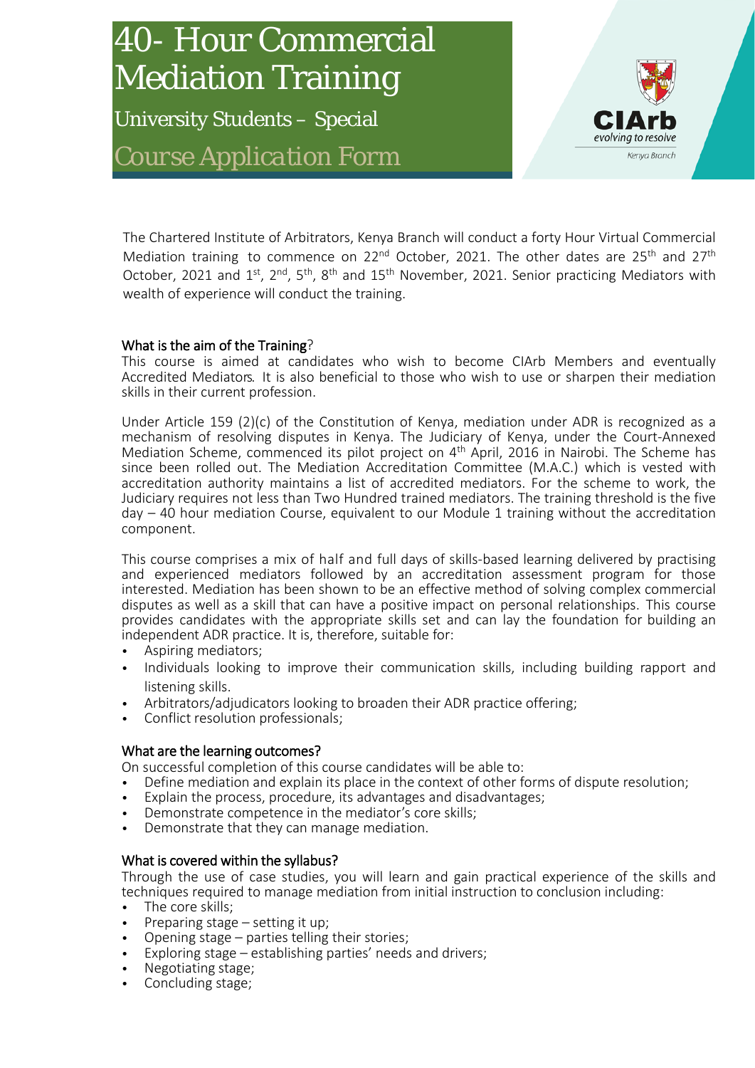# 40- Hour Commercial Mediation Training

## University Students – Special

## Course Application Form

CIArb
evolving to resolve
Kenya Branch

The Chartered Institute of Arbitrators, Kenya Branch will conduct a forty Hour Virtual Commercial Mediation training to commence on 22nd October, 2021. The other dates are 25th and 27th October, 2021 and 1st, 2nd, 5th, 8th and 15th November, 2021. Senior practicing Mediators with wealth of experience will conduct the training.

### What is the aim of the Training?

This course is aimed at candidates who wish to become CIArb Members and eventually Accredited Mediators. It is also beneficial to those who wish to use or sharpen their mediation skills in their current profession.

Under Article 159 (2)(c) of the Constitution of Kenya, mediation under ADR is recognized as a mechanism of resolving disputes in Kenya. The Judiciary of Kenya, under the Court-Annexed Mediation Scheme, commenced its pilot project on 4th April, 2016 in Nairobi. The Scheme has since been rolled out. The Mediation Accreditation Committee (M.A.C.) which is vested with accreditation authority maintains a list of accredited mediators. For the scheme to work, the Judiciary requires not less than Two Hundred trained mediators. The training threshold is the five day – 40 hour mediation Course, equivalent to our Module 1 training without the accreditation component.

This course comprises a mix of half and full days of skills-based learning delivered by practising and experienced mediators followed by an accreditation assessment program for those interested. Mediation has been shown to be an effective method of solving complex commercial disputes as well as a skill that can have a positive impact on personal relationships. This course provides candidates with the appropriate skills set and can lay the foundation for building an independent ADR practice. It is, therefore, suitable for:

- Aspiring mediators;
- Individuals looking to improve their communication skills, including building rapport and listening skills.
- Arbitrators/adjudicators looking to broaden their ADR practice offering;
- Conflict resolution professionals;

### What are the learning outcomes?

On successful completion of this course candidates will be able to:

- Define mediation and explain its place in the context of other forms of dispute resolution;
- Explain the process, procedure, its advantages and disadvantages;
- Demonstrate competence in the mediator's core skills;
- Demonstrate that they can manage mediation.

### What is covered within the syllabus?

Through the use of case studies, you will learn and gain practical experience of the skills and techniques required to manage mediation from initial instruction to conclusion including:

- The core skills;
- Preparing stage – setting it up;
- Opening stage – parties telling their stories;
- Exploring stage – establishing parties' needs and drivers;
- Negotiating stage;
- Concluding stage;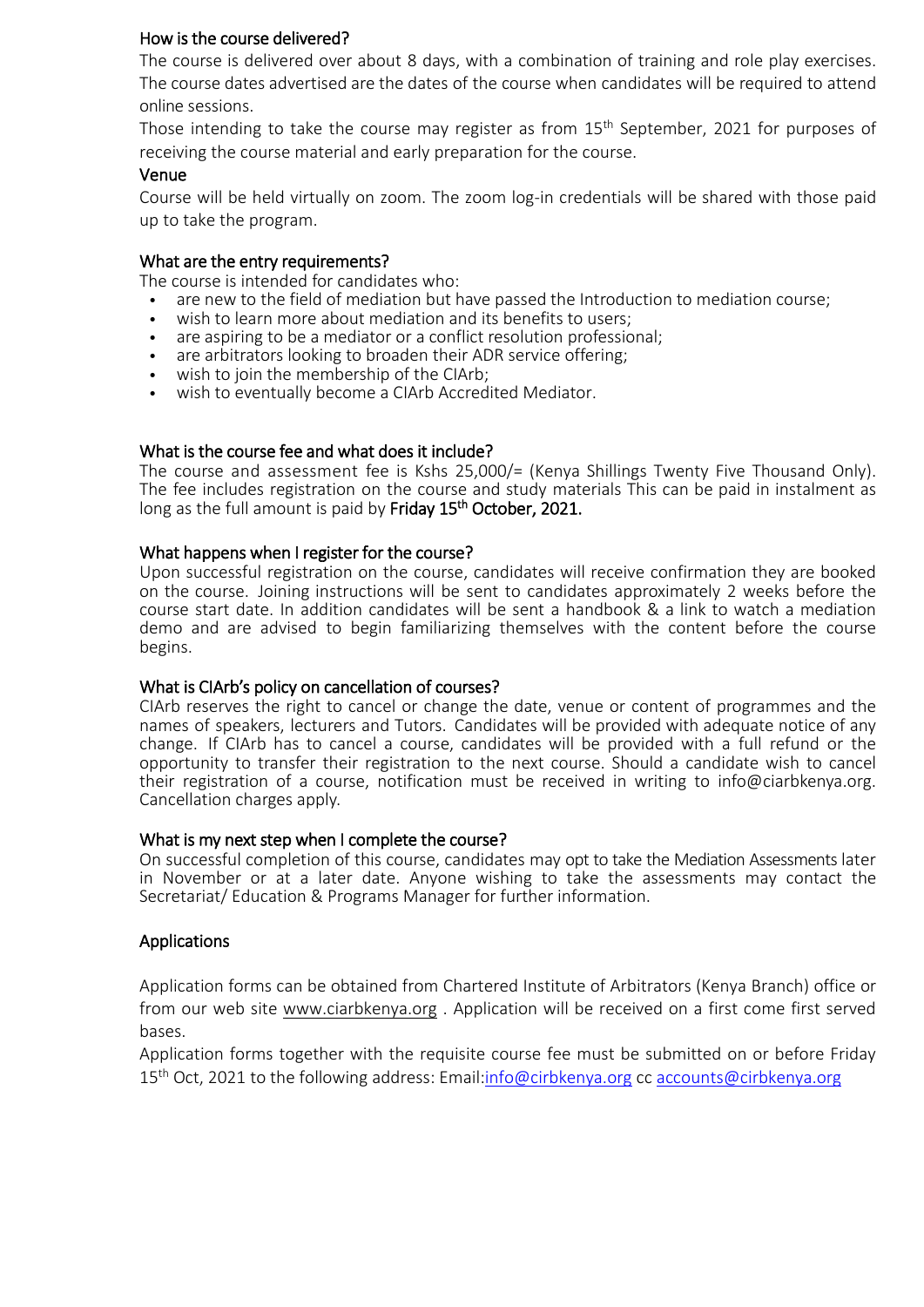## How is the course delivered?

The course is delivered over about 8 days, with a combination of training and role play exercises. The course dates advertised are the dates of the course when candidates will be required to attend online sessions.

Those intending to take the course may register as from 15th September, 2021 for purposes of receiving the course material and early preparation for the course.

## Venue

Course will be held virtually on zoom. The zoom log-in credentials will be shared with those paid up to take the program.

## What are the entry requirements?

The course is intended for candidates who:

- are new to the field of mediation but have passed the Introduction to mediation course;
- wish to learn more about mediation and its benefits to users;
- are aspiring to be a mediator or a conflict resolution professional;
- are arbitrators looking to broaden their ADR service offering;
- wish to join the membership of the CIArb;
- wish to eventually become a CIArb Accredited Mediator.

## What is the course fee and what does it include?

The course and assessment fee is Kshs 25,000/= (Kenya Shillings Twenty Five Thousand Only). The fee includes registration on the course and study materials This can be paid in instalment as long as the full amount is paid by **Friday 15th October, 2021.**

## What happens when I register for the course?

Upon successful registration on the course, candidates will receive confirmation they are booked on the course. Joining instructions will be sent to candidates approximately 2 weeks before the course start date. In addition candidates will be sent a handbook & a link to watch a mediation demo and are advised to begin familiarizing themselves with the content before the course begins.

## What is CIArb's policy on cancellation of courses?

CIArb reserves the right to cancel or change the date, venue or content of programmes and the names of speakers, lecturers and Tutors. Candidates will be provided with adequate notice of any change. If CIArb has to cancel a course, candidates will be provided with a full refund or the opportunity to transfer their registration to the next course. Should a candidate wish to cancel their registration of a course, notification must be received in writing to info@ciarbkenya.org. Cancellation charges apply.

## What is my next step when I complete the course?

On successful completion of this course, candidates may opt to take the Mediation Assessments later in November or at a later date. Anyone wishing to take the assessments may contact the Secretariat/ Education & Programs Manager for further information.

## Applications

Application forms can be obtained from Chartered Institute of Arbitrators (Kenya Branch) office or from our web site www.ciarbkenya.org . Application will be received on a first come first served bases.

Application forms together with the requisite course fee must be submitted on or before Friday 15th Oct, 2021 to the following address: Email:info@cirbkenya.org cc accounts@cirbkenya.org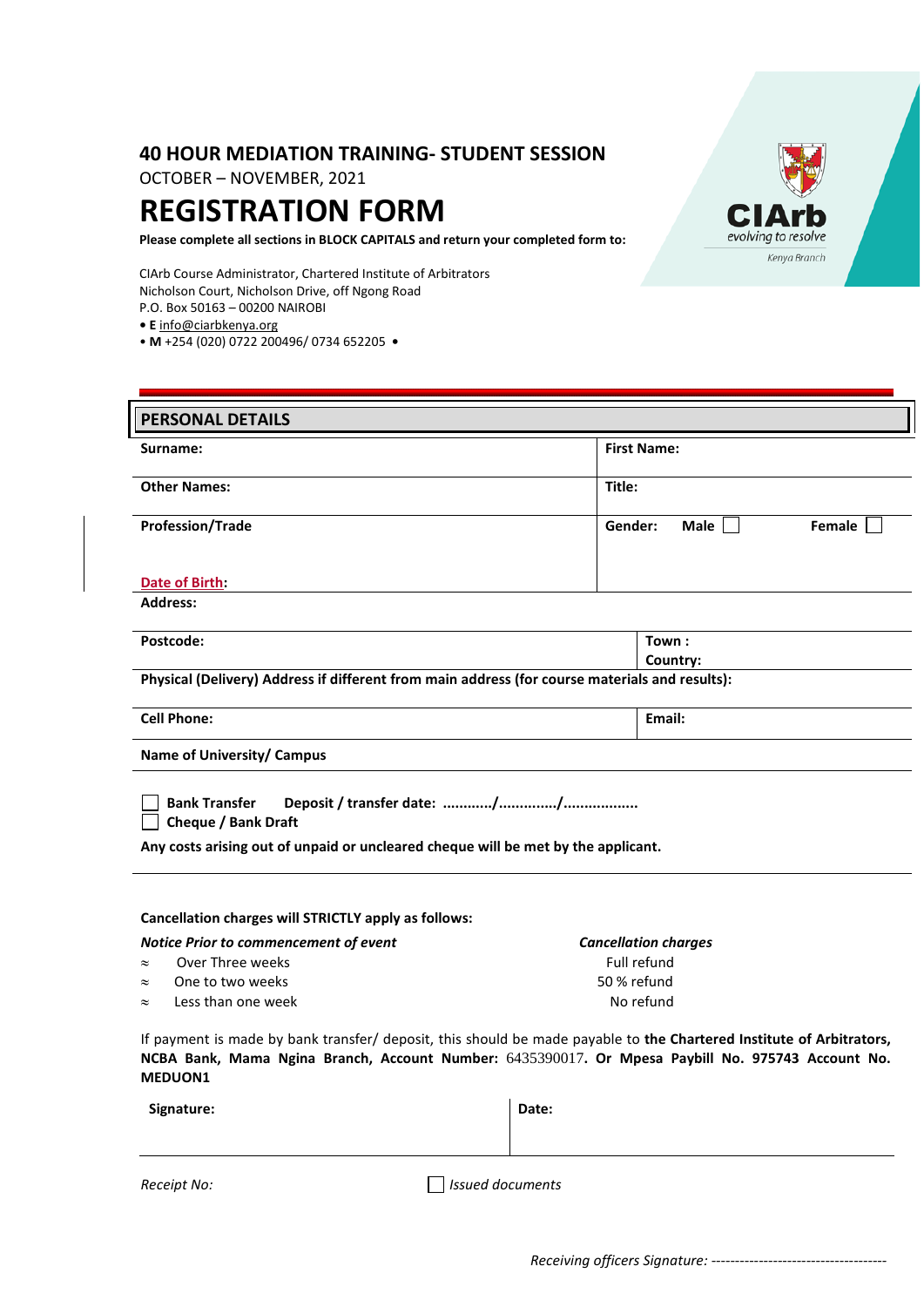## 40 HOUR MEDIATION TRAINING- STUDENT SESSION

OCTOBER – NOVEMBER, 2021

# REGISTRATION FORM

**Please complete all sections in BLOCK CAPITALS and return your completed form to:**

CIArb Course Administrator, Chartered Institute of Arbitrators
Nicholson Court, Nicholson Drive, off Ngong Road
P.O. Box 50163 – 00200 NAIROBI
• **E** info@ciarbkenya.org
• **M** +254 (020) 0722 200496/ 0734 652205 •

CIArb
evolving to resolve
Kenya Branch

## PERSONAL DETAILS

| | |
|---|---|
| **Surname:** | **First Name:** |
| **Other Names:** | **Title:** |
| **Profession/Trade** <br><br> **Date of Birth:** | **Gender:** **Male** ☐ **Female** ☐ |

| | |
|---|---|
| **Address:** | |
| **Postcode:** | **Town :** <br> **Country:** |
| **Physical (Delivery) Address if different from main address (for course materials and results):** | |
| **Cell Phone:** | **Email:** |
| **Name of University/ Campus** | |

☐ **Bank Transfer** **Deposit / transfer date: ............/............../.................**
☐ **Cheque / Bank Draft**

**Any costs arising out of unpaid or uncleared cheque will be met by the applicant.**

**Cancellation charges will STRICTLY apply as follows:**

| *Notice Prior to commencement of event* | *Cancellation charges* |
|---|---|
| ≈ Over Three weeks | Full refund |
| ≈ One to two weeks | 50 % refund |
| ≈ Less than one week | No refund |

If payment is made by bank transfer/ deposit, this should be made payable to **the Chartered Institute of Arbitrators, NCBA Bank, Mama Ngina Branch, Account Number:** 6435390017**. Or Mpesa Paybill No. 975743 Account No. MEDUON1**

| | |
|---|---|
| **Signature:** | **Date:** |

*Receipt No:* ☐ *Issued documents*

*Receiving officers Signature: -------------------------------------*